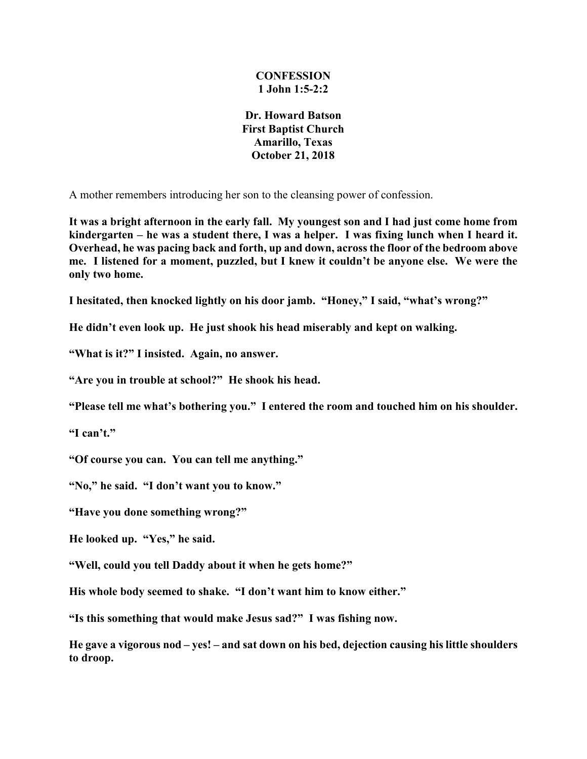**CONFESSION**
**1 John 1:5-2:2**

**Dr. Howard Batson**
**First Baptist Church**
**Amarillo, Texas**
**October 21, 2018**

A mother remembers introducing her son to the cleansing power of confession.

**It was a bright afternoon in the early fall. My youngest son and I had just come home from kindergarten – he was a student there, I was a helper. I was fixing lunch when I heard it. Overhead, he was pacing back and forth, up and down, across the floor of the bedroom above me. I listened for a moment, puzzled, but I knew it couldn't be anyone else. We were the only two home.**

**I hesitated, then knocked lightly on his door jamb. "Honey," I said, "what's wrong?"**

**He didn't even look up. He just shook his head miserably and kept on walking.**

**"What is it?" I insisted. Again, no answer.**

**"Are you in trouble at school?" He shook his head.**

**"Please tell me what's bothering you." I entered the room and touched him on his shoulder.**

**"I can't."**

**"Of course you can. You can tell me anything."**

**"No," he said. "I don't want you to know."**

**"Have you done something wrong?"**

**He looked up. "Yes," he said.**

**"Well, could you tell Daddy about it when he gets home?"**

**His whole body seemed to shake. "I don't want him to know either."**

**"Is this something that would make Jesus sad?" I was fishing now.**

**He gave a vigorous nod – yes! – and sat down on his bed, dejection causing his little shoulders to droop.**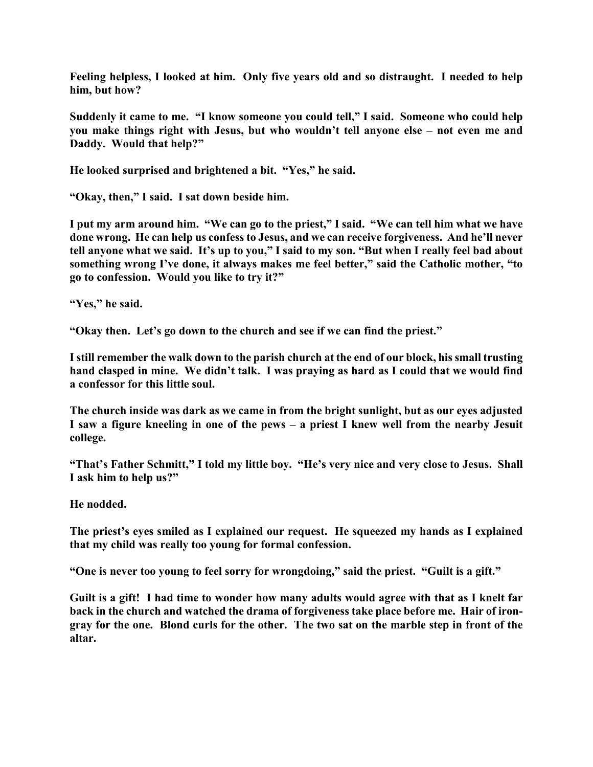**Feeling helpless, I looked at him. Only five years old and so distraught. I needed to help him, but how?**

**Suddenly it came to me. "I know someone you could tell," I said. Someone who could help you make things right with Jesus, but who wouldn't tell anyone else – not even me and Daddy. Would that help?"**

**He looked surprised and brightened a bit. "Yes," he said.**

**"Okay, then," I said. I sat down beside him.**

**I put my arm around him. "We can go to the priest," I said. "We can tell him what we have done wrong. He can help us confess to Jesus, and we can receive forgiveness. And he'll never tell anyone what we said. It's up to you," I said to my son. "But when I really feel bad about something wrong I've done, it always makes me feel better," said the Catholic mother, "to go to confession. Would you like to try it?"**

**"Yes," he said.**

**"Okay then. Let's go down to the church and see if we can find the priest."**

**I still remember the walk down to the parish church at the end of our block, his small trusting hand clasped in mine. We didn't talk. I was praying as hard as I could that we would find a confessor for this little soul.**

**The church inside was dark as we came in from the bright sunlight, but as our eyes adjusted I saw a figure kneeling in one of the pews – a priest I knew well from the nearby Jesuit college.**

**"That's Father Schmitt," I told my little boy. "He's very nice and very close to Jesus. Shall I ask him to help us?"**

**He nodded.**

**The priest's eyes smiled as I explained our request. He squeezed my hands as I explained that my child was really too young for formal confession.**

**"One is never too young to feel sorry for wrongdoing," said the priest. "Guilt is a gift."**

**Guilt is a gift! I had time to wonder how many adults would agree with that as I knelt far back in the church and watched the drama of forgiveness take place before me. Hair of iron-gray for the one. Blond curls for the other. The two sat on the marble step in front of the altar.**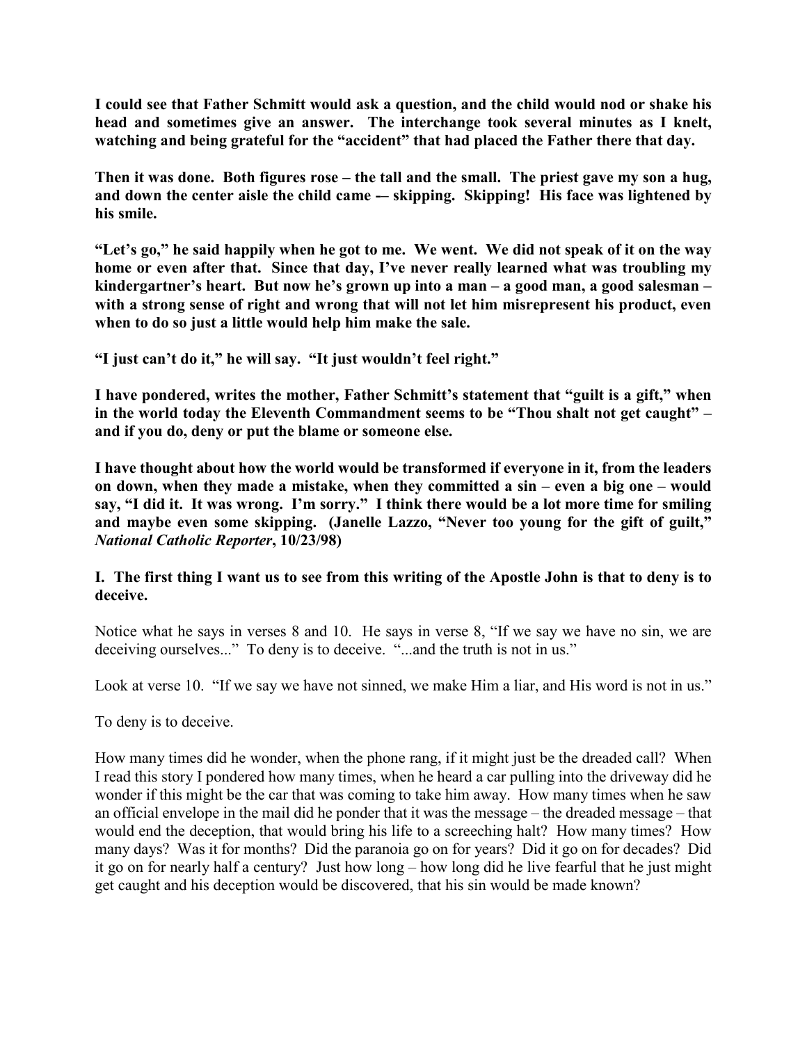**I could see that Father Schmitt would ask a question, and the child would nod or shake his head and sometimes give an answer. The interchange took several minutes as I knelt, watching and being grateful for the "accident" that had placed the Father there that day.**

**Then it was done. Both figures rose – the tall and the small. The priest gave my son a hug, and down the center aisle the child came –- skipping. Skipping! His face was lightened by his smile.**

**"Let's go," he said happily when he got to me. We went. We did not speak of it on the way home or even after that. Since that day, I've never really learned what was troubling my kindergartner's heart. But now he's grown up into a man – a good man, a good salesman – with a strong sense of right and wrong that will not let him misrepresent his product, even when to do so just a little would help him make the sale.**

**"I just can't do it," he will say. "It just wouldn't feel right."**

**I have pondered, writes the mother, Father Schmitt's statement that "guilt is a gift," when in the world today the Eleventh Commandment seems to be "Thou shalt not get caught" – and if you do, deny or put the blame or someone else.**

**I have thought about how the world would be transformed if everyone in it, from the leaders on down, when they made a mistake, when they committed a sin – even a big one – would say, "I did it. It was wrong. I'm sorry." I think there would be a lot more time for smiling and maybe even some skipping. (Janelle Lazzo, "Never too young for the gift of guilt," *National Catholic Reporter*, 10/23/98)**

**I. The first thing I want us to see from this writing of the Apostle John is that to deny is to deceive.**

Notice what he says in verses 8 and 10. He says in verse 8, "If we say we have no sin, we are deceiving ourselves..." To deny is to deceive. "...and the truth is not in us."

Look at verse 10. "If we say we have not sinned, we make Him a liar, and His word is not in us."

To deny is to deceive.

How many times did he wonder, when the phone rang, if it might just be the dreaded call? When I read this story I pondered how many times, when he heard a car pulling into the driveway did he wonder if this might be the car that was coming to take him away. How many times when he saw an official envelope in the mail did he ponder that it was the message – the dreaded message – that would end the deception, that would bring his life to a screeching halt? How many times? How many days? Was it for months? Did the paranoia go on for years? Did it go on for decades? Did it go on for nearly half a century? Just how long – how long did he live fearful that he just might get caught and his deception would be discovered, that his sin would be made known?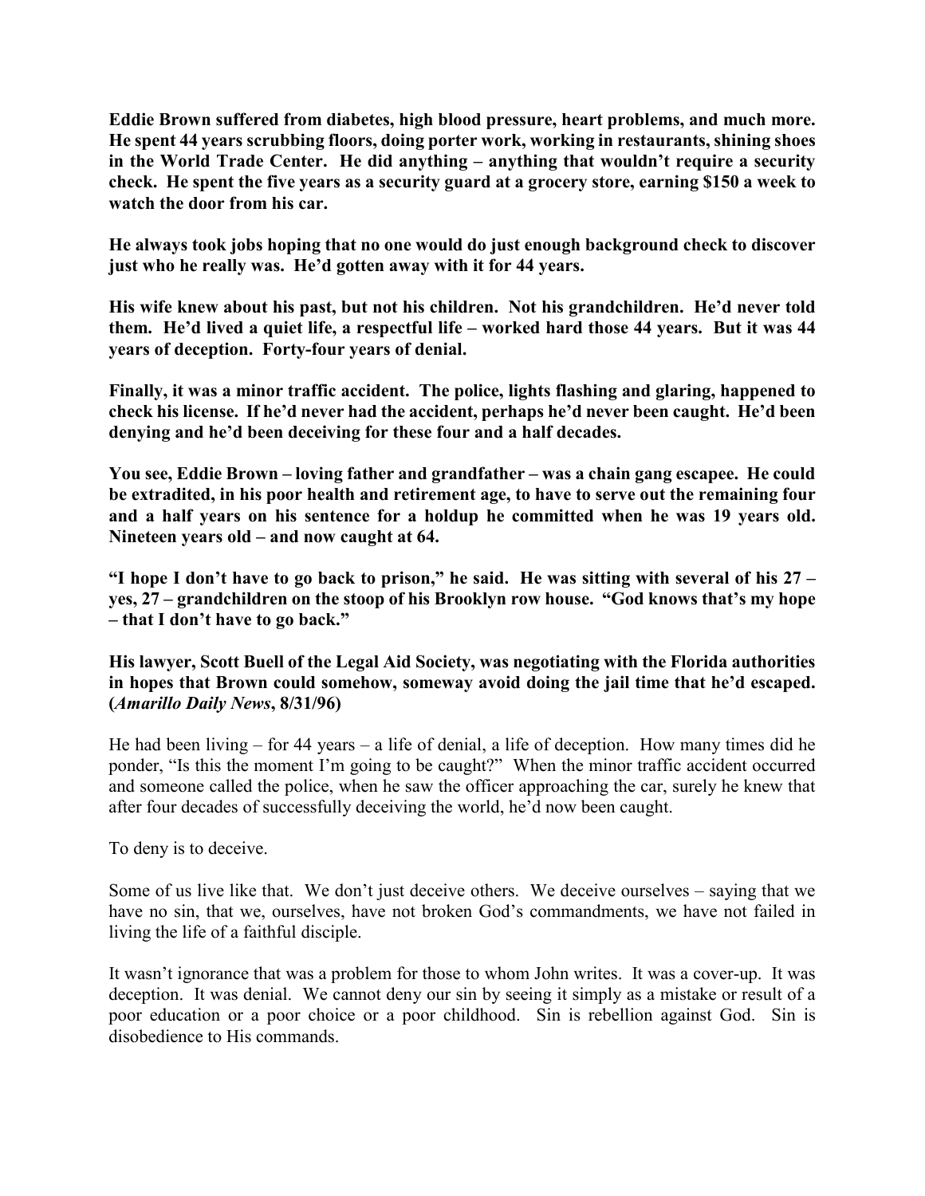**Eddie Brown suffered from diabetes, high blood pressure, heart problems, and much more. He spent 44 years scrubbing floors, doing porter work, working in restaurants, shining shoes in the World Trade Center. He did anything – anything that wouldn't require a security check. He spent the five years as a security guard at a grocery store, earning $150 a week to watch the door from his car.**

**He always took jobs hoping that no one would do just enough background check to discover just who he really was. He'd gotten away with it for 44 years.**

**His wife knew about his past, but not his children. Not his grandchildren. He'd never told them. He'd lived a quiet life, a respectful life – worked hard those 44 years. But it was 44 years of deception. Forty-four years of denial.**

**Finally, it was a minor traffic accident. The police, lights flashing and glaring, happened to check his license. If he'd never had the accident, perhaps he'd never been caught. He'd been denying and he'd been deceiving for these four and a half decades.**

**You see, Eddie Brown – loving father and grandfather – was a chain gang escapee. He could be extradited, in his poor health and retirement age, to have to serve out the remaining four and a half years on his sentence for a holdup he committed when he was 19 years old. Nineteen years old – and now caught at 64.**

**"I hope I don't have to go back to prison," he said. He was sitting with several of his 27 – yes, 27 – grandchildren on the stoop of his Brooklyn row house. "God knows that's my hope – that I don't have to go back."**

**His lawyer, Scott Buell of the Legal Aid Society, was negotiating with the Florida authorities in hopes that Brown could somehow, someway avoid doing the jail time that he'd escaped. (*Amarillo Daily News*, 8/31/96)**

He had been living – for 44 years – a life of denial, a life of deception. How many times did he ponder, "Is this the moment I'm going to be caught?" When the minor traffic accident occurred and someone called the police, when he saw the officer approaching the car, surely he knew that after four decades of successfully deceiving the world, he'd now been caught.

To deny is to deceive.

Some of us live like that. We don't just deceive others. We deceive ourselves – saying that we have no sin, that we, ourselves, have not broken God's commandments, we have not failed in living the life of a faithful disciple.

It wasn't ignorance that was a problem for those to whom John writes. It was a cover-up. It was deception. It was denial. We cannot deny our sin by seeing it simply as a mistake or result of a poor education or a poor choice or a poor childhood. Sin is rebellion against God. Sin is disobedience to His commands.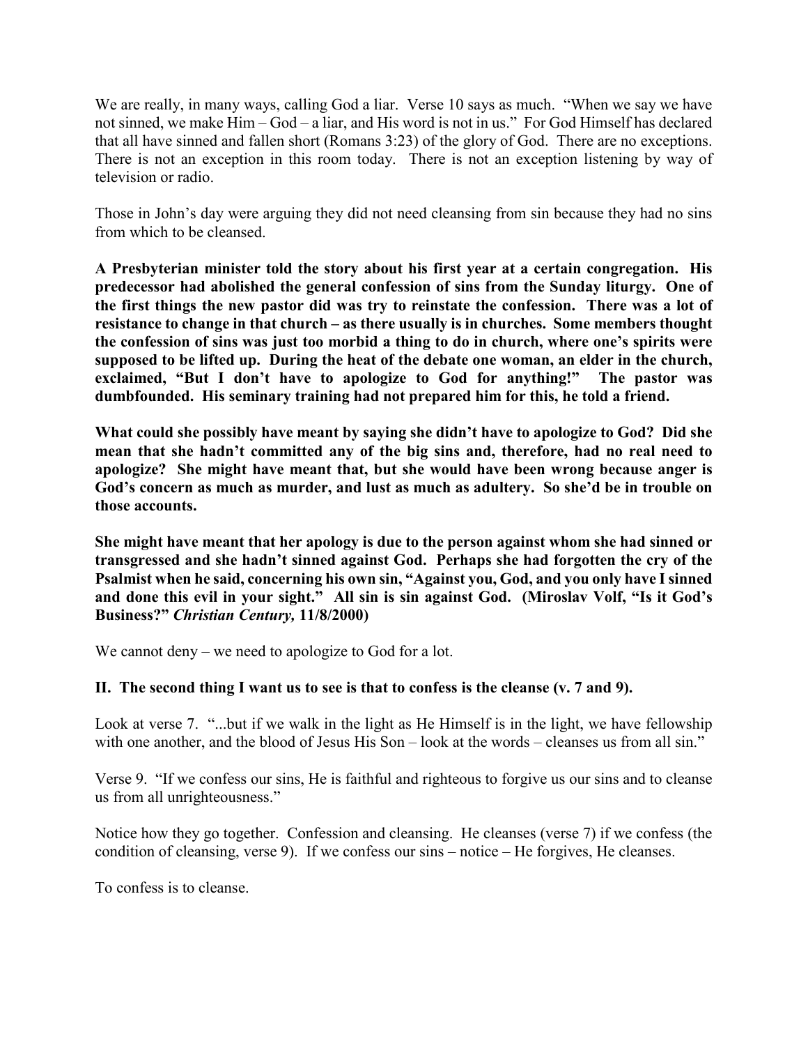We are really, in many ways, calling God a liar. Verse 10 says as much. "When we say we have not sinned, we make Him – God – a liar, and His word is not in us." For God Himself has declared that all have sinned and fallen short (Romans 3:23) of the glory of God. There are no exceptions. There is not an exception in this room today. There is not an exception listening by way of television or radio.

Those in John's day were arguing they did not need cleansing from sin because they had no sins from which to be cleansed.

**A Presbyterian minister told the story about his first year at a certain congregation. His predecessor had abolished the general confession of sins from the Sunday liturgy. One of the first things the new pastor did was try to reinstate the confession. There was a lot of resistance to change in that church – as there usually is in churches. Some members thought the confession of sins was just too morbid a thing to do in church, where one's spirits were supposed to be lifted up. During the heat of the debate one woman, an elder in the church, exclaimed, "But I don't have to apologize to God for anything!" The pastor was dumbfounded. His seminary training had not prepared him for this, he told a friend.**

**What could she possibly have meant by saying she didn't have to apologize to God? Did she mean that she hadn't committed any of the big sins and, therefore, had no real need to apologize? She might have meant that, but she would have been wrong because anger is God's concern as much as murder, and lust as much as adultery. So she'd be in trouble on those accounts.**

**She might have meant that her apology is due to the person against whom she had sinned or transgressed and she hadn't sinned against God. Perhaps she had forgotten the cry of the Psalmist when he said, concerning his own sin, "Against you, God, and you only have I sinned and done this evil in your sight." All sin is sin against God. (Miroslav Volf, "Is it God's Business?" *Christian Century,* 11/8/2000)**

We cannot deny – we need to apologize to God for a lot.

**II. The second thing I want us to see is that to confess is the cleanse (v. 7 and 9).**

Look at verse 7. "...but if we walk in the light as He Himself is in the light, we have fellowship with one another, and the blood of Jesus His Son – look at the words – cleanses us from all sin."

Verse 9. "If we confess our sins, He is faithful and righteous to forgive us our sins and to cleanse us from all unrighteousness."

Notice how they go together. Confession and cleansing. He cleanses (verse 7) if we confess (the condition of cleansing, verse 9). If we confess our sins – notice – He forgives, He cleanses.

To confess is to cleanse.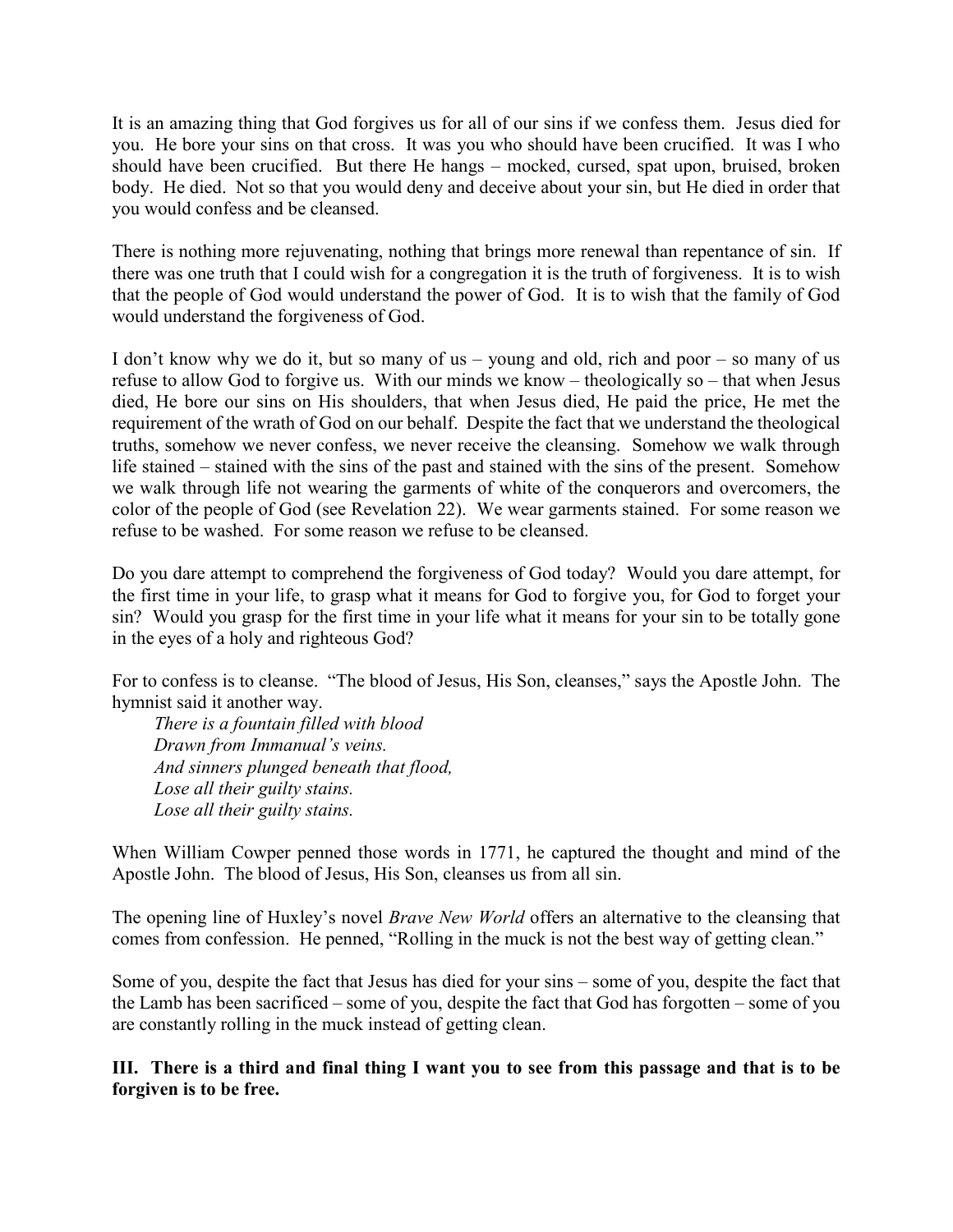It is an amazing thing that God forgives us for all of our sins if we confess them. Jesus died for you. He bore your sins on that cross. It was you who should have been crucified. It was I who should have been crucified. But there He hangs – mocked, cursed, spat upon, bruised, broken body. He died. Not so that you would deny and deceive about your sin, but He died in order that you would confess and be cleansed.

There is nothing more rejuvenating, nothing that brings more renewal than repentance of sin. If there was one truth that I could wish for a congregation it is the truth of forgiveness. It is to wish that the people of God would understand the power of God. It is to wish that the family of God would understand the forgiveness of God.

I don't know why we do it, but so many of us – young and old, rich and poor – so many of us refuse to allow God to forgive us. With our minds we know – theologically so – that when Jesus died, He bore our sins on His shoulders, that when Jesus died, He paid the price, He met the requirement of the wrath of God on our behalf. Despite the fact that we understand the theological truths, somehow we never confess, we never receive the cleansing. Somehow we walk through life stained – stained with the sins of the past and stained with the sins of the present. Somehow we walk through life not wearing the garments of white of the conquerors and overcomers, the color of the people of God (see Revelation 22). We wear garments stained. For some reason we refuse to be washed. For some reason we refuse to be cleansed.

Do you dare attempt to comprehend the forgiveness of God today? Would you dare attempt, for the first time in your life, to grasp what it means for God to forgive you, for God to forget your sin? Would you grasp for the first time in your life what it means for your sin to be totally gone in the eyes of a holy and righteous God?

For to confess is to cleanse. "The blood of Jesus, His Son, cleanses," says the Apostle John. The hymnist said it another way.

> *There is a fountain filled with blood*
> *Drawn from Immanual's veins.*
> *And sinners plunged beneath that flood,*
> *Lose all their guilty stains.*
> *Lose all their guilty stains.*

When William Cowper penned those words in 1771, he captured the thought and mind of the Apostle John. The blood of Jesus, His Son, cleanses us from all sin.

The opening line of Huxley's novel *Brave New World* offers an alternative to the cleansing that comes from confession. He penned, "Rolling in the muck is not the best way of getting clean."

Some of you, despite the fact that Jesus has died for your sins – some of you, despite the fact that the Lamb has been sacrificed – some of you, despite the fact that God has forgotten – some of you are constantly rolling in the muck instead of getting clean.

**III. There is a third and final thing I want you to see from this passage and that is to be forgiven is to be free.**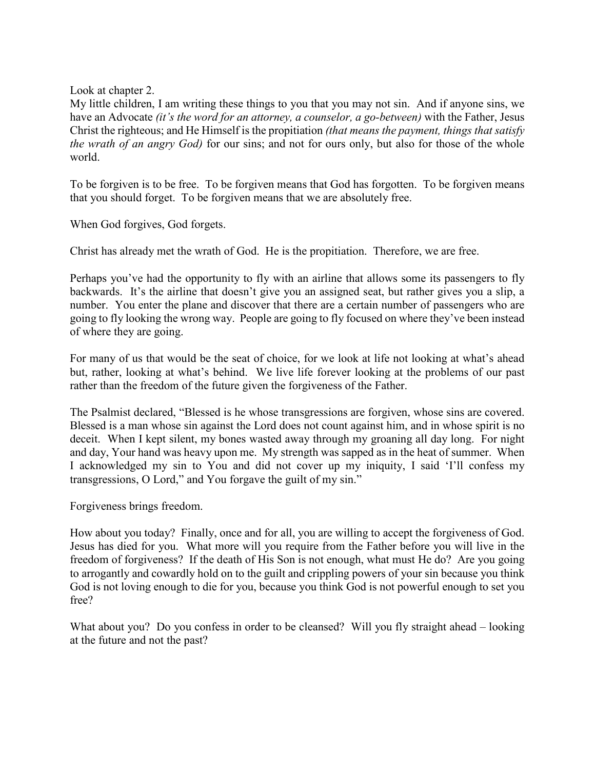Look at chapter 2.
My little children, I am writing these things to you that you may not sin. And if anyone sins, we have an Advocate *(it's the word for an attorney, a counselor, a go-between)* with the Father, Jesus Christ the righteous; and He Himself is the propitiation *(that means the payment, things that satisfy the wrath of an angry God)* for our sins; and not for ours only, but also for those of the whole world.

To be forgiven is to be free. To be forgiven means that God has forgotten. To be forgiven means that you should forget. To be forgiven means that we are absolutely free.

When God forgives, God forgets.

Christ has already met the wrath of God. He is the propitiation. Therefore, we are free.

Perhaps you've had the opportunity to fly with an airline that allows some its passengers to fly backwards. It's the airline that doesn't give you an assigned seat, but rather gives you a slip, a number. You enter the plane and discover that there are a certain number of passengers who are going to fly looking the wrong way. People are going to fly focused on where they've been instead of where they are going.

For many of us that would be the seat of choice, for we look at life not looking at what's ahead but, rather, looking at what's behind. We live life forever looking at the problems of our past rather than the freedom of the future given the forgiveness of the Father.

The Psalmist declared, "Blessed is he whose transgressions are forgiven, whose sins are covered. Blessed is a man whose sin against the Lord does not count against him, and in whose spirit is no deceit. When I kept silent, my bones wasted away through my groaning all day long. For night and day, Your hand was heavy upon me. My strength was sapped as in the heat of summer. When I acknowledged my sin to You and did not cover up my iniquity, I said 'I'll confess my transgressions, O Lord," and You forgave the guilt of my sin."

Forgiveness brings freedom.

How about you today? Finally, once and for all, you are willing to accept the forgiveness of God. Jesus has died for you. What more will you require from the Father before you will live in the freedom of forgiveness? If the death of His Son is not enough, what must He do? Are you going to arrogantly and cowardly hold on to the guilt and crippling powers of your sin because you think God is not loving enough to die for you, because you think God is not powerful enough to set you free?

What about you? Do you confess in order to be cleansed? Will you fly straight ahead – looking at the future and not the past?